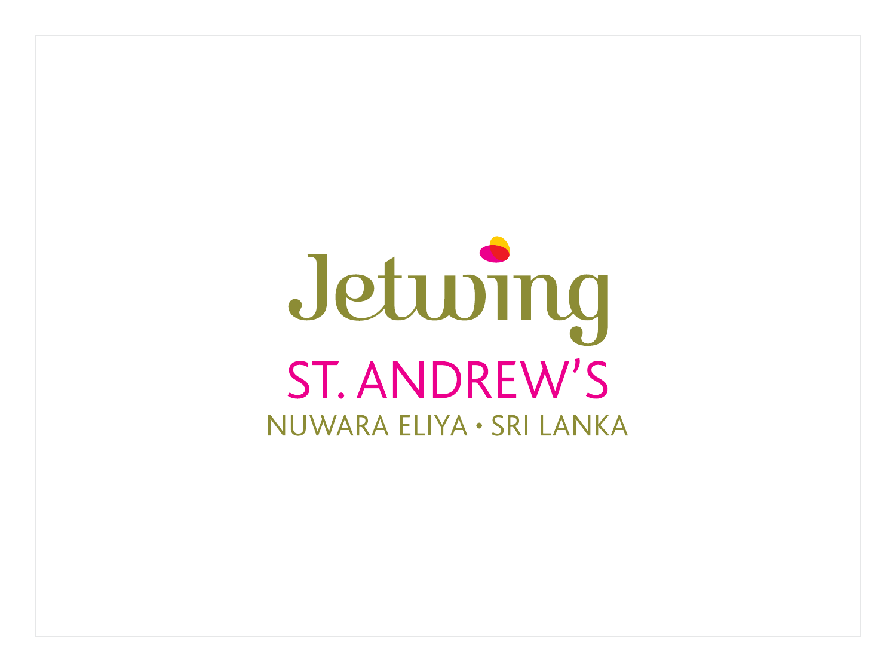# Jetwing

## ST. ANDREW'S

NUWARA ELIYA • SRI LANKA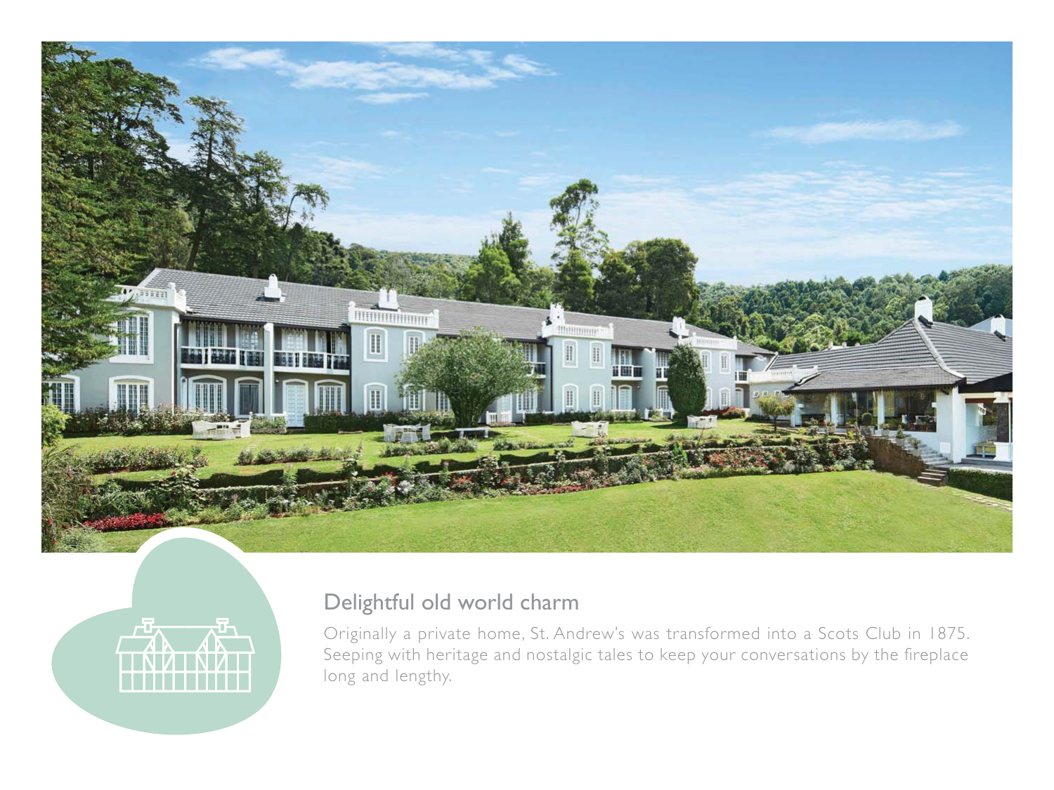## Delightful old world charm

Originally a private home, St. Andrew's was transformed into a Scots Club in 1875. Seeping with heritage and nostalgic tales to keep your conversations by the fireplace long and lengthy.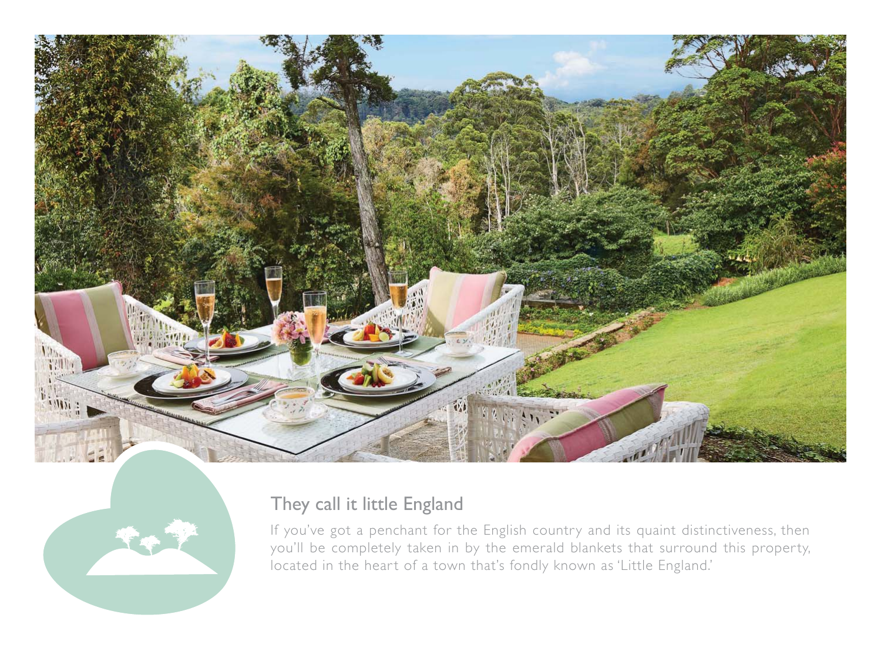## They call it little England

If you've got a penchant for the English country and its quaint distinctiveness, then you'll be completely taken in by the emerald blankets that surround this property, located in the heart of a town that's fondly known as 'Little England.'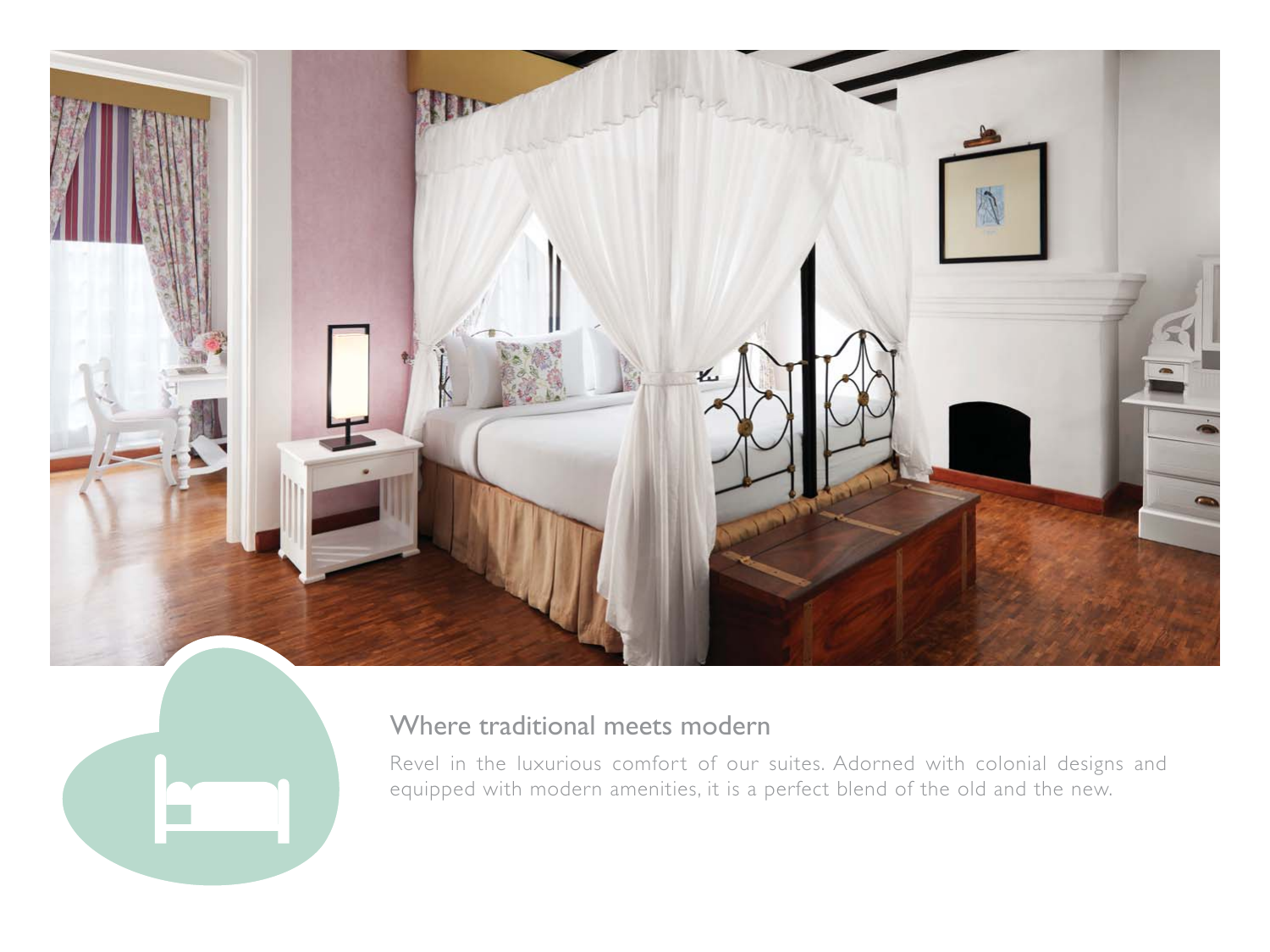## Where traditional meets modern

Revel in the luxurious comfort of our suites. Adorned with colonial designs and equipped with modern amenities, it is a perfect blend of the old and the new.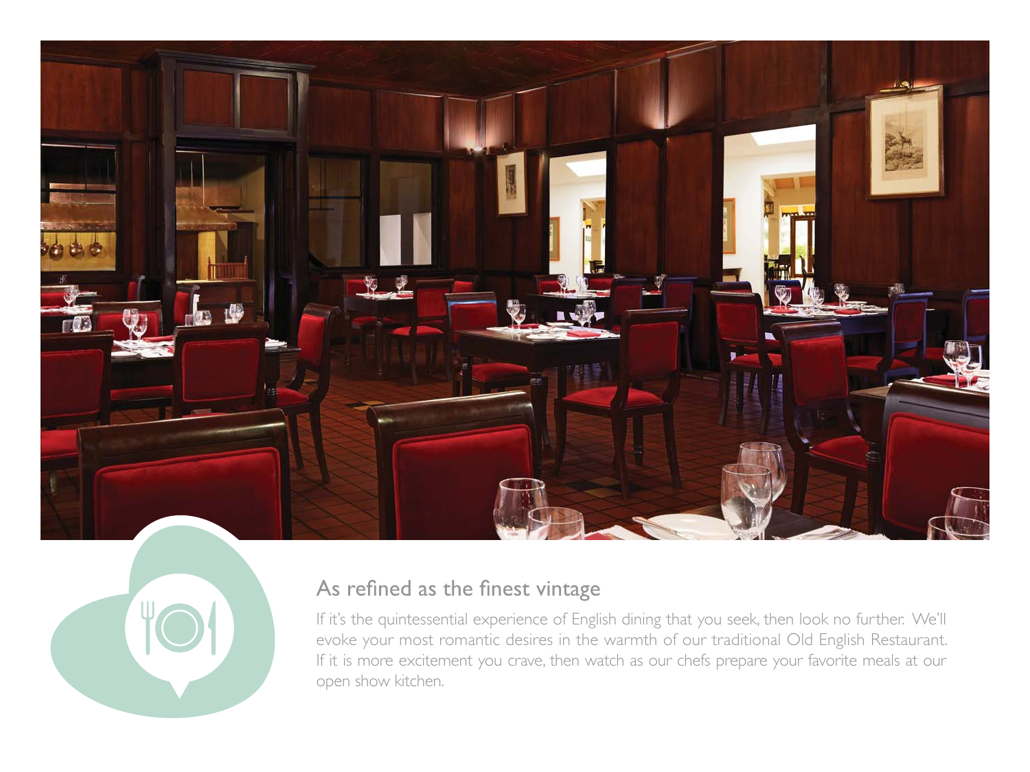## As refined as the finest vintage

If it's the quintessential experience of English dining that you seek, then look no further. We'll evoke your most romantic desires in the warmth of our traditional Old English Restaurant. If it is more excitement you crave, then watch as our chefs prepare your favorite meals at our open show kitchen.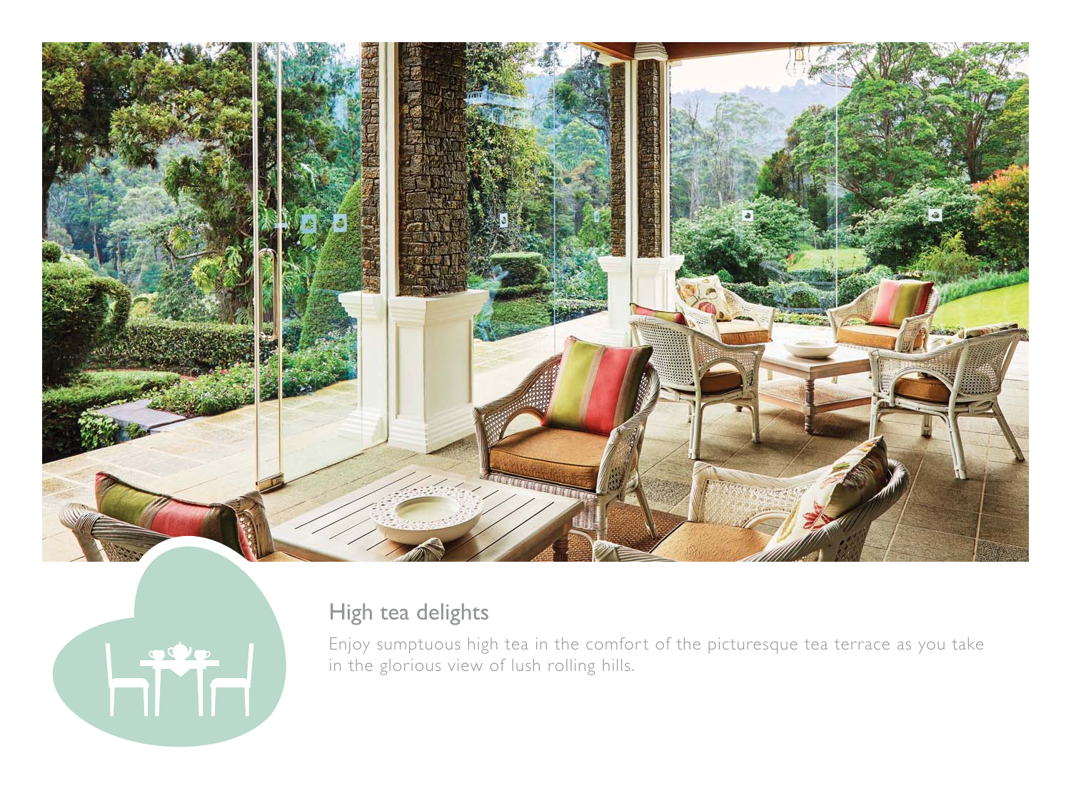## High tea delights

Enjoy sumptuous high tea in the comfort of the picturesque tea terrace as you take in the glorious view of lush rolling hills.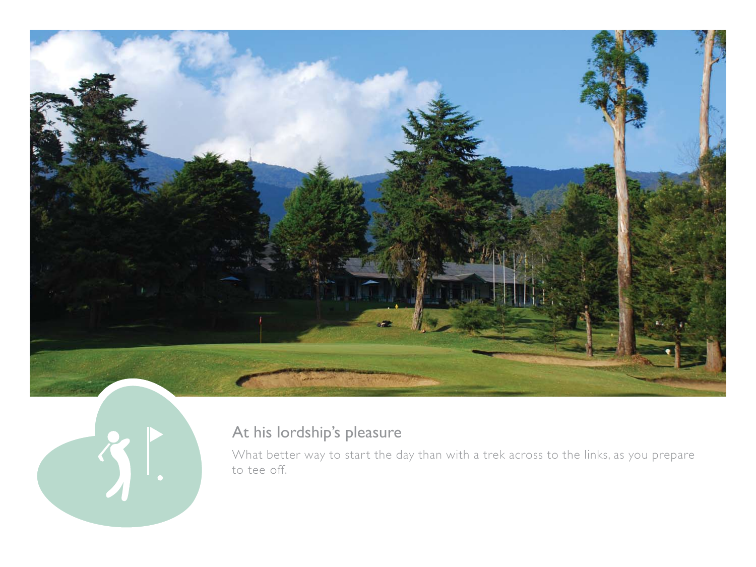## At his lordship's pleasure

What better way to start the day than with a trek across to the links, as you prepare to tee off.